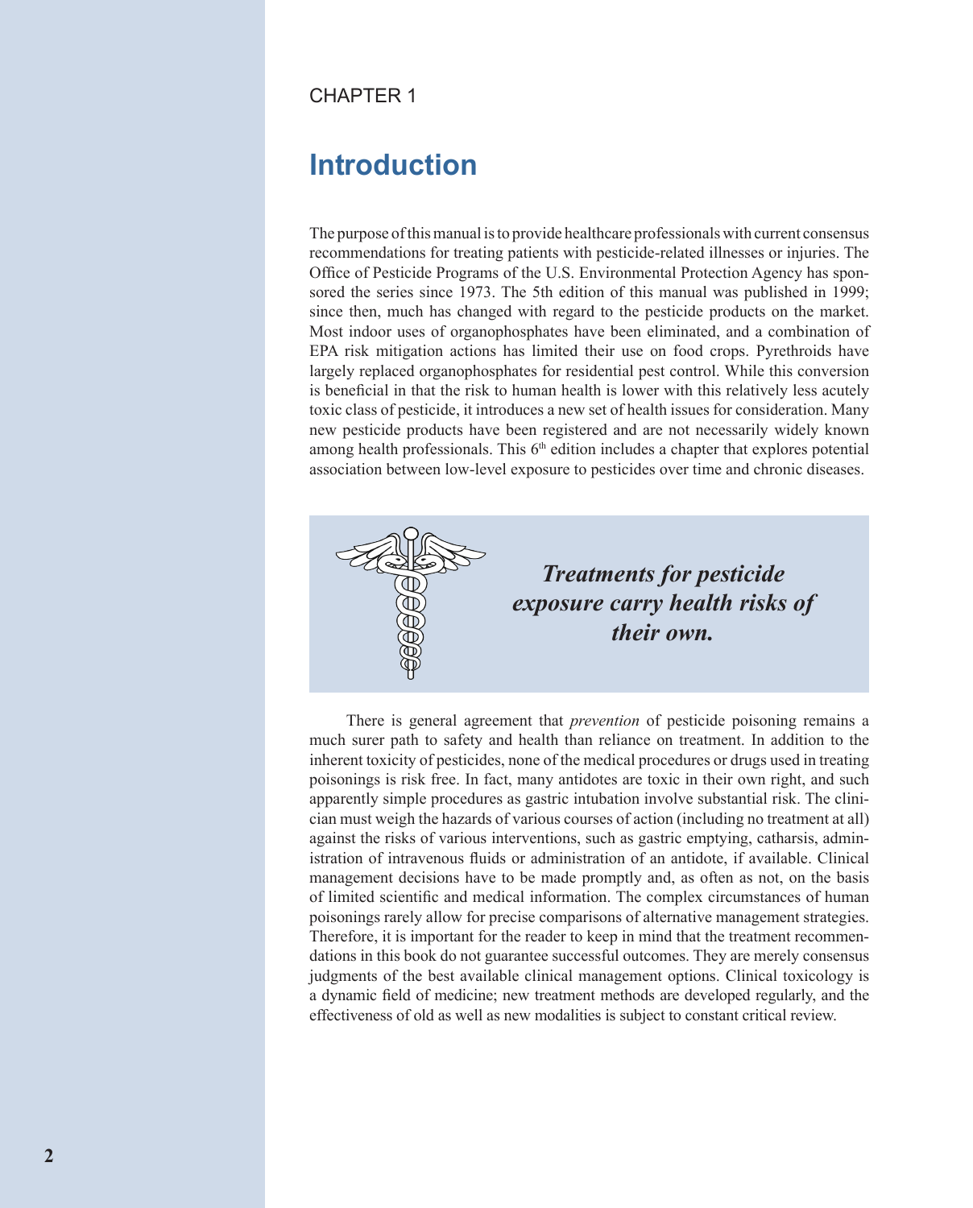CHAPTER 1

# Introduction

The purpose of this manual is to provide healthcare professionals with current consensus recommendations for treating patients with pesticide-related illnesses or injuries. The Office of Pesticide Programs of the U.S. Environmental Protection Agency has sponsored the series since 1973. The 5th edition of this manual was published in 1999; since then, much has changed with regard to the pesticide products on the market. Most indoor uses of organophosphates have been eliminated, and a combination of EPA risk mitigation actions has limited their use on food crops. Pyrethroids have largely replaced organophosphates for residential pest control. While this conversion is beneficial in that the risk to human health is lower with this relatively less acutely toxic class of pesticide, it introduces a new set of health issues for consideration. Many new pesticide products have been registered and are not necessarily widely known among health professionals. This 6th edition includes a chapter that explores potential association between low-level exposure to pesticides over time and chronic diseases.

***Treatments for pesticide exposure carry health risks of their own.***

There is general agreement that *prevention* of pesticide poisoning remains a much surer path to safety and health than reliance on treatment. In addition to the inherent toxicity of pesticides, none of the medical procedures or drugs used in treating poisonings is risk free. In fact, many antidotes are toxic in their own right, and such apparently simple procedures as gastric intubation involve substantial risk. The clinician must weigh the hazards of various courses of action (including no treatment at all) against the risks of various interventions, such as gastric emptying, catharsis, administration of intravenous fluids or administration of an antidote, if available. Clinical management decisions have to be made promptly and, as often as not, on the basis of limited scientific and medical information. The complex circumstances of human poisonings rarely allow for precise comparisons of alternative management strategies. Therefore, it is important for the reader to keep in mind that the treatment recommendations in this book do not guarantee successful outcomes. They are merely consensus judgments of the best available clinical management options. Clinical toxicology is a dynamic field of medicine; new treatment methods are developed regularly, and the effectiveness of old as well as new modalities is subject to constant critical review.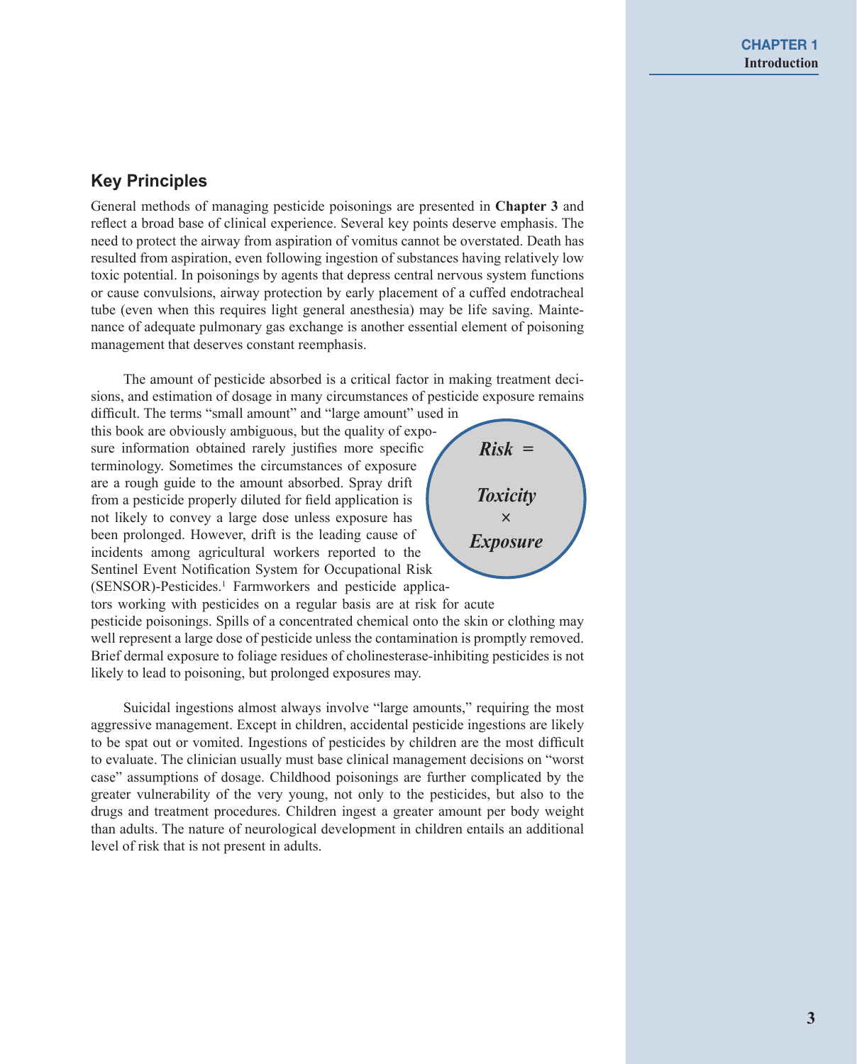## Key Principles

General methods of managing pesticide poisonings are presented in **Chapter 3** and reflect a broad base of clinical experience. Several key points deserve emphasis. The need to protect the airway from aspiration of vomitus cannot be overstated. Death has resulted from aspiration, even following ingestion of substances having relatively low toxic potential. In poisonings by agents that depress central nervous system functions or cause convulsions, airway protection by early placement of a cuffed endotracheal tube (even when this requires light general anesthesia) may be life saving. Maintenance of adequate pulmonary gas exchange is another essential element of poisoning management that deserves constant reemphasis.

The amount of pesticide absorbed is a critical factor in making treatment decisions, and estimation of dosage in many circumstances of pesticide exposure remains difficult. The terms "small amount" and "large amount" used in this book are obviously ambiguous, but the quality of exposure information obtained rarely justifies more specific terminology. Sometimes the circumstances of exposure are a rough guide to the amount absorbed. Spray drift from a pesticide properly diluted for field application is not likely to convey a large dose unless exposure has been prolonged. However, drift is the leading cause of incidents among agricultural workers reported to the Sentinel Event Notification System for Occupational Risk (SENSOR)-Pesticides.[1] Farmworkers and pesticide applicators working with pesticides on a regular basis are at risk for acute pesticide poisonings. Spills of a concentrated chemical onto the skin or clothing may well represent a large dose of pesticide unless the contamination is promptly removed. Brief dermal exposure to foliage residues of cholinesterase-inhibiting pesticides is not likely to lead to poisoning, but prolonged exposures may.

***Risk = Toxicity × Exposure***

Suicidal ingestions almost always involve "large amounts," requiring the most aggressive management. Except in children, accidental pesticide ingestions are likely to be spat out or vomited. Ingestions of pesticides by children are the most difficult to evaluate. The clinician usually must base clinical management decisions on "worst case" assumptions of dosage. Childhood poisonings are further complicated by the greater vulnerability of the very young, not only to the pesticides, but also to the drugs and treatment procedures. Children ingest a greater amount per body weight than adults. The nature of neurological development in children entails an additional level of risk that is not present in adults.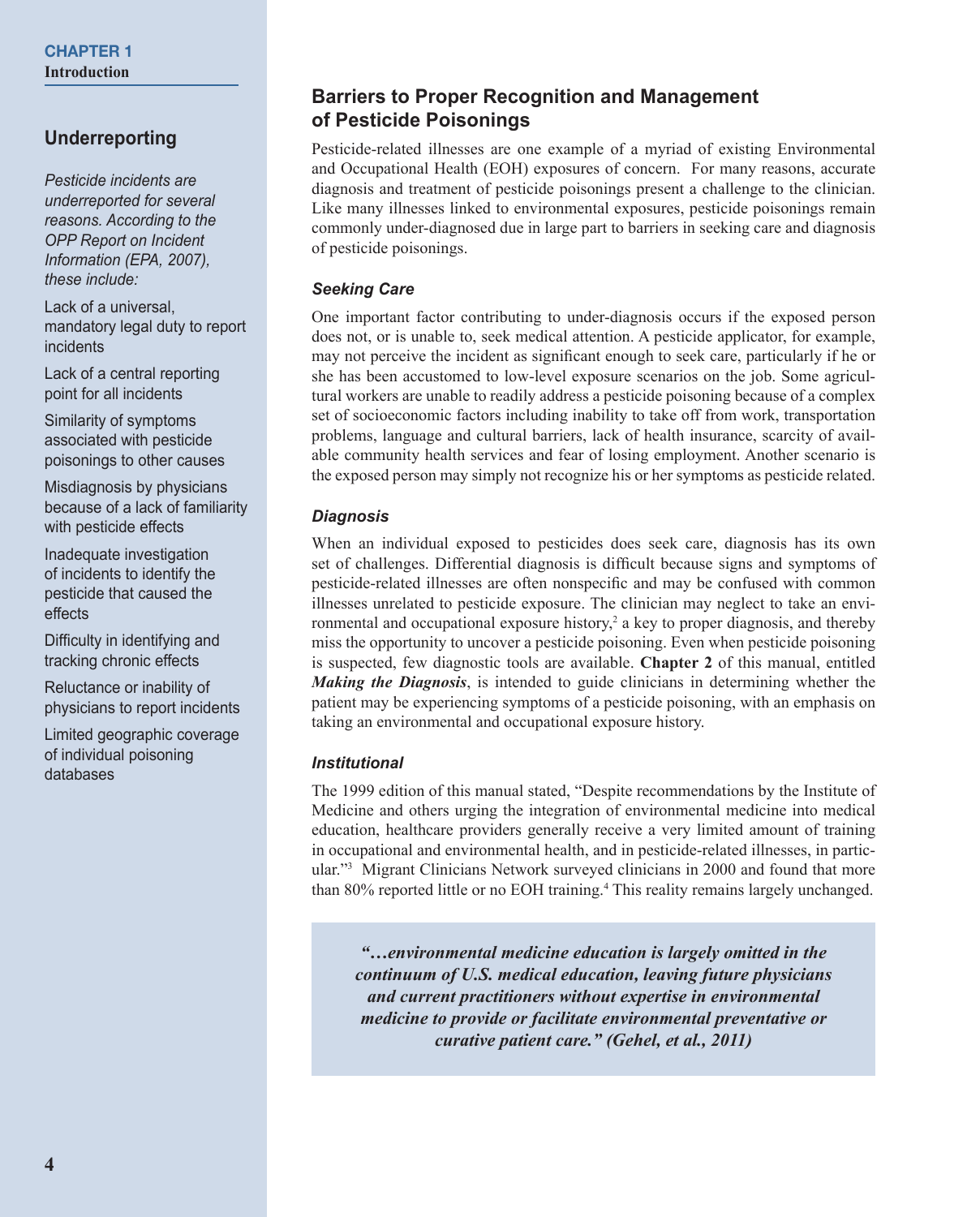## Underreporting

*Pesticide incidents are underreported for several reasons. According to the OPP Report on Incident Information (EPA, 2007), these include:*

Lack of a universal, mandatory legal duty to report incidents

Lack of a central reporting point for all incidents

Similarity of symptoms associated with pesticide poisonings to other causes

Misdiagnosis by physicians because of a lack of familiarity with pesticide effects

Inadequate investigation of incidents to identify the pesticide that caused the effects

Difficulty in identifying and tracking chronic effects

Reluctance or inability of physicians to report incidents

Limited geographic coverage of individual poisoning databases

## Barriers to Proper Recognition and Management of Pesticide Poisonings

Pesticide-related illnesses are one example of a myriad of existing Environmental and Occupational Health (EOH) exposures of concern. For many reasons, accurate diagnosis and treatment of pesticide poisonings present a challenge to the clinician. Like many illnesses linked to environmental exposures, pesticide poisonings remain commonly under-diagnosed due in large part to barriers in seeking care and diagnosis of pesticide poisonings.

### *Seeking Care*

One important factor contributing to under-diagnosis occurs if the exposed person does not, or is unable to, seek medical attention. A pesticide applicator, for example, may not perceive the incident as significant enough to seek care, particularly if he or she has been accustomed to low-level exposure scenarios on the job. Some agricultural workers are unable to readily address a pesticide poisoning because of a complex set of socioeconomic factors including inability to take off from work, transportation problems, language and cultural barriers, lack of health insurance, scarcity of available community health services and fear of losing employment. Another scenario is the exposed person may simply not recognize his or her symptoms as pesticide related.

### *Diagnosis*

When an individual exposed to pesticides does seek care, diagnosis has its own set of challenges. Differential diagnosis is difficult because signs and symptoms of pesticide-related illnesses are often nonspecific and may be confused with common illnesses unrelated to pesticide exposure. The clinician may neglect to take an environmental and occupational exposure history,[2] a key to proper diagnosis, and thereby miss the opportunity to uncover a pesticide poisoning. Even when pesticide poisoning is suspected, few diagnostic tools are available. **Chapter 2** of this manual, entitled ***Making the Diagnosis***, is intended to guide clinicians in determining whether the patient may be experiencing symptoms of a pesticide poisoning, with an emphasis on taking an environmental and occupational exposure history.

### *Institutional*

The 1999 edition of this manual stated, "Despite recommendations by the Institute of Medicine and others urging the integration of environmental medicine into medical education, healthcare providers generally receive a very limited amount of training in occupational and environmental health, and in pesticide-related illnesses, in particular."[3] Migrant Clinicians Network surveyed clinicians in 2000 and found that more than 80% reported little or no EOH training.[4] This reality remains largely unchanged.

> ***"…environmental medicine education is largely omitted in the continuum of U.S. medical education, leaving future physicians and current practitioners without expertise in environmental medicine to provide or facilitate environmental preventative or curative patient care." (Gehel, et al., 2011)***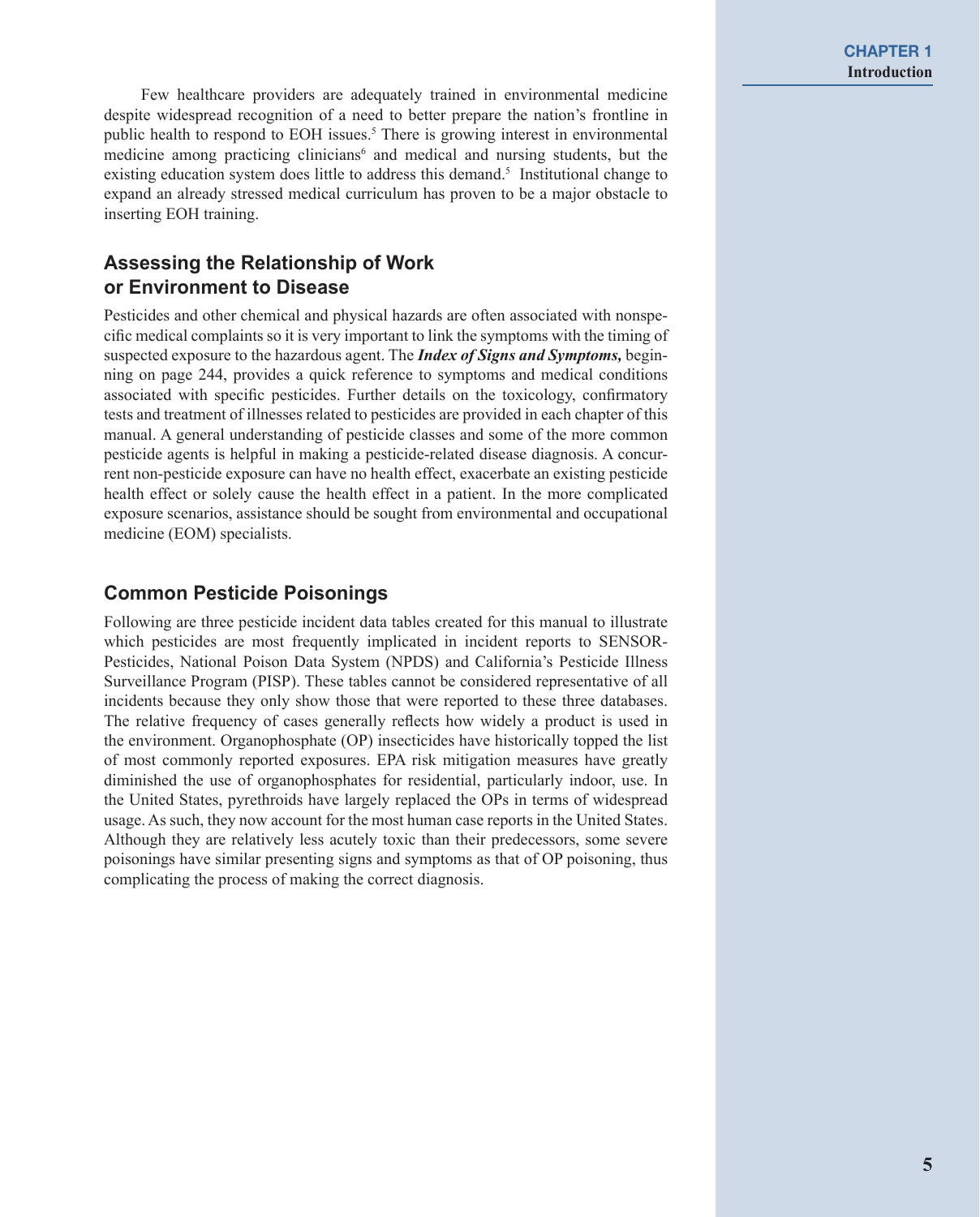Few healthcare providers are adequately trained in environmental medicine despite widespread recognition of a need to better prepare the nation's frontline in public health to respond to EOH issues.[5] There is growing interest in environmental medicine among practicing clinicians[6] and medical and nursing students, but the existing education system does little to address this demand.[5] Institutional change to expand an already stressed medical curriculum has proven to be a major obstacle to inserting EOH training.

## Assessing the Relationship of Work or Environment to Disease

Pesticides and other chemical and physical hazards are often associated with nonspecific medical complaints so it is very important to link the symptoms with the timing of suspected exposure to the hazardous agent. The ***Index of Signs and Symptoms,*** beginning on page 244, provides a quick reference to symptoms and medical conditions associated with specific pesticides. Further details on the toxicology, confirmatory tests and treatment of illnesses related to pesticides are provided in each chapter of this manual. A general understanding of pesticide classes and some of the more common pesticide agents is helpful in making a pesticide-related disease diagnosis. A concurrent non-pesticide exposure can have no health effect, exacerbate an existing pesticide health effect or solely cause the health effect in a patient. In the more complicated exposure scenarios, assistance should be sought from environmental and occupational medicine (EOM) specialists.

## Common Pesticide Poisonings

Following are three pesticide incident data tables created for this manual to illustrate which pesticides are most frequently implicated in incident reports to SENSOR-Pesticides, National Poison Data System (NPDS) and California's Pesticide Illness Surveillance Program (PISP). These tables cannot be considered representative of all incidents because they only show those that were reported to these three databases. The relative frequency of cases generally reflects how widely a product is used in the environment. Organophosphate (OP) insecticides have historically topped the list of most commonly reported exposures. EPA risk mitigation measures have greatly diminished the use of organophosphates for residential, particularly indoor, use. In the United States, pyrethroids have largely replaced the OPs in terms of widespread usage. As such, they now account for the most human case reports in the United States. Although they are relatively less acutely toxic than their predecessors, some severe poisonings have similar presenting signs and symptoms as that of OP poisoning, thus complicating the process of making the correct diagnosis.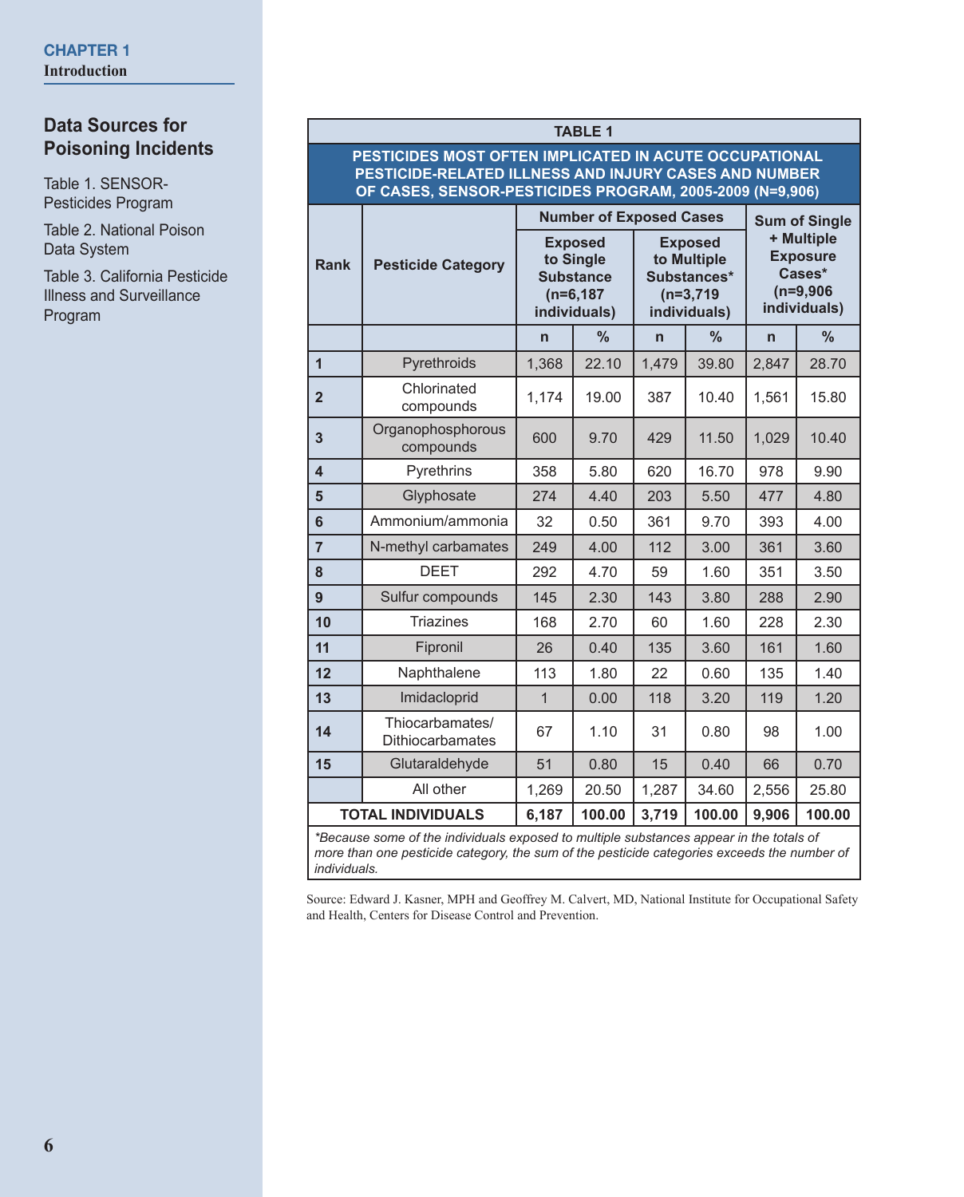## Data Sources for Poisoning Incidents

Table 1. SENSOR-Pesticides Program

Table 2. National Poison Data System

Table 3. California Pesticide Illness and Surveillance Program

**TABLE 1**

**PESTICIDES MOST OFTEN IMPLICATED IN ACUTE OCCUPATIONAL PESTICIDE-RELATED ILLNESS AND INJURY CASES AND NUMBER OF CASES, SENSOR-PESTICIDES PROGRAM, 2005-2009 (N=9,906)**

| Rank | Pesticide Category | Number of Exposed Cases | | | | Sum of Single + Multiple Exposure Cases* (n=9,906 individuals) | |
|---|---|---|---|---|---|---|---|
| | | Exposed to Single Substance (n=6,187 individuals) | | Exposed to Multiple Substances* (n=3,719 individuals) | | | |
| | | n | % | n | % | n | % |
| 1 | Pyrethroids | 1,368 | 22.10 | 1,479 | 39.80 | 2,847 | 28.70 |
| 2 | Chlorinated compounds | 1,174 | 19.00 | 387 | 10.40 | 1,561 | 15.80 |
| 3 | Organophosphorous compounds | 600 | 9.70 | 429 | 11.50 | 1,029 | 10.40 |
| 4 | Pyrethrins | 358 | 5.80 | 620 | 16.70 | 978 | 9.90 |
| 5 | Glyphosate | 274 | 4.40 | 203 | 5.50 | 477 | 4.80 |
| 6 | Ammonium/ammonia | 32 | 0.50 | 361 | 9.70 | 393 | 4.00 |
| 7 | N-methyl carbamates | 249 | 4.00 | 112 | 3.00 | 361 | 3.60 |
| 8 | DEET | 292 | 4.70 | 59 | 1.60 | 351 | 3.50 |
| 9 | Sulfur compounds | 145 | 2.30 | 143 | 3.80 | 288 | 2.90 |
| 10 | Triazines | 168 | 2.70 | 60 | 1.60 | 228 | 2.30 |
| 11 | Fipronil | 26 | 0.40 | 135 | 3.60 | 161 | 1.60 |
| 12 | Naphthalene | 113 | 1.80 | 22 | 0.60 | 135 | 1.40 |
| 13 | Imidacloprid | 1 | 0.00 | 118 | 3.20 | 119 | 1.20 |
| 14 | Thiocarbamates/ Dithiocarbamates | 67 | 1.10 | 31 | 0.80 | 98 | 1.00 |
| 15 | Glutaraldehyde | 51 | 0.80 | 15 | 0.40 | 66 | 0.70 |
| | All other | 1,269 | 20.50 | 1,287 | 34.60 | 2,556 | 25.80 |
| **TOTAL INDIVIDUALS** | | **6,187** | **100.00** | **3,719** | **100.00** | **9,906** | **100.00** |

*\*Because some of the individuals exposed to multiple substances appear in the totals of more than one pesticide category, the sum of the pesticide categories exceeds the number of individuals.*

Source: Edward J. Kasner, MPH and Geoffrey M. Calvert, MD, National Institute for Occupational Safety and Health, Centers for Disease Control and Prevention.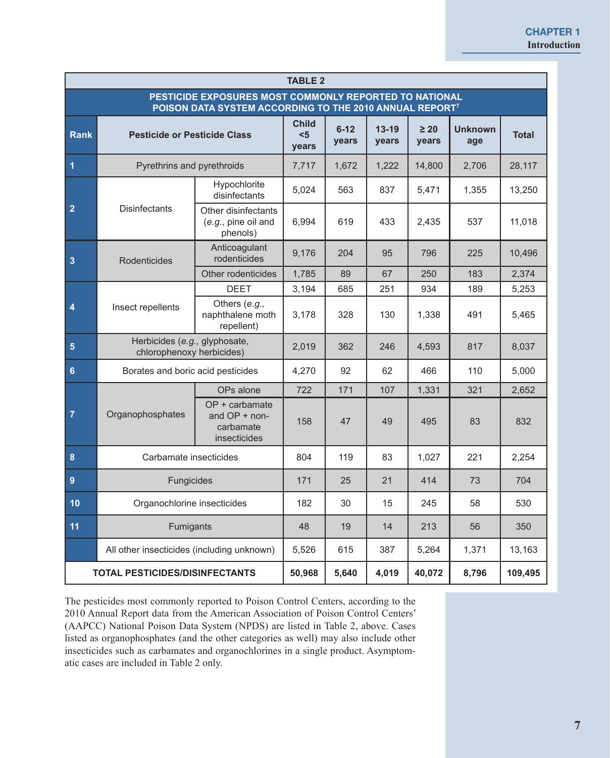**TABLE 2**

**PESTICIDE EXPOSURES MOST COMMONLY REPORTED TO NATIONAL POISON DATA SYSTEM ACCORDING TO THE 2010 ANNUAL REPORT[7]**

| Rank | Pesticide or Pesticide Class | | Child <5 years | 6-12 years | 13-19 years | ≥ 20 years | Unknown age | Total |
|---|---|---|---|---|---|---|---|---|
| 1 | Pyrethrins and pyrethroids | | 7,717 | 1,672 | 1,222 | 14,800 | 2,706 | 28,117 |
| 2 | Disinfectants | Hypochlorite disinfectants | 5,024 | 563 | 837 | 5,471 | 1,355 | 13,250 |
| | | Other disinfectants (*e.g.*, pine oil and phenols) | 6,994 | 619 | 433 | 2,435 | 537 | 11,018 |
| 3 | Rodenticides | Anticoagulant rodenticides | 9,176 | 204 | 95 | 796 | 225 | 10,496 |
| | | Other rodenticides | 1,785 | 89 | 67 | 250 | 183 | 2,374 |
| 4 | Insect repellents | DEET | 3,194 | 685 | 251 | 934 | 189 | 5,253 |
| | | Others (*e.g.*, naphthalene moth repellent) | 3,178 | 328 | 130 | 1,338 | 491 | 5,465 |
| 5 | Herbicides (*e.g.*, glyphosate, chlorophenoxy herbicides) | | 2,019 | 362 | 246 | 4,593 | 817 | 8,037 |
| 6 | Borates and boric acid pesticides | | 4,270 | 92 | 62 | 466 | 110 | 5,000 |
| 7 | Organophosphates | OPs alone | 722 | 171 | 107 | 1,331 | 321 | 2,652 |
| | | OP + carbamate and OP + non-carbamate insecticides | 158 | 47 | 49 | 495 | 83 | 832 |
| 8 | Carbamate insecticides | | 804 | 119 | 83 | 1,027 | 221 | 2,254 |
| 9 | Fungicides | | 171 | 25 | 21 | 414 | 73 | 704 |
| 10 | Organochlorine insecticides | | 182 | 30 | 15 | 245 | 58 | 530 |
| 11 | Fumigants | | 48 | 19 | 14 | 213 | 56 | 350 |
| | All other insecticides (including unknown) | | 5,526 | 615 | 387 | 5,264 | 1,371 | 13,163 |
| **TOTAL PESTICIDES/DISINFECTANTS** | | | **50,968** | **5,640** | **4,019** | **40,072** | **8,796** | **109,495** |

The pesticides most commonly reported to Poison Control Centers, according to the 2010 Annual Report data from the American Association of Poison Control Centers' (AAPCC) National Poison Data System (NPDS) are listed in Table 2, above. Cases listed as organophosphates (and the other categories as well) may also include other insecticides such as carbamates and organochlorines in a single product. Asymptomatic cases are included in Table 2 only.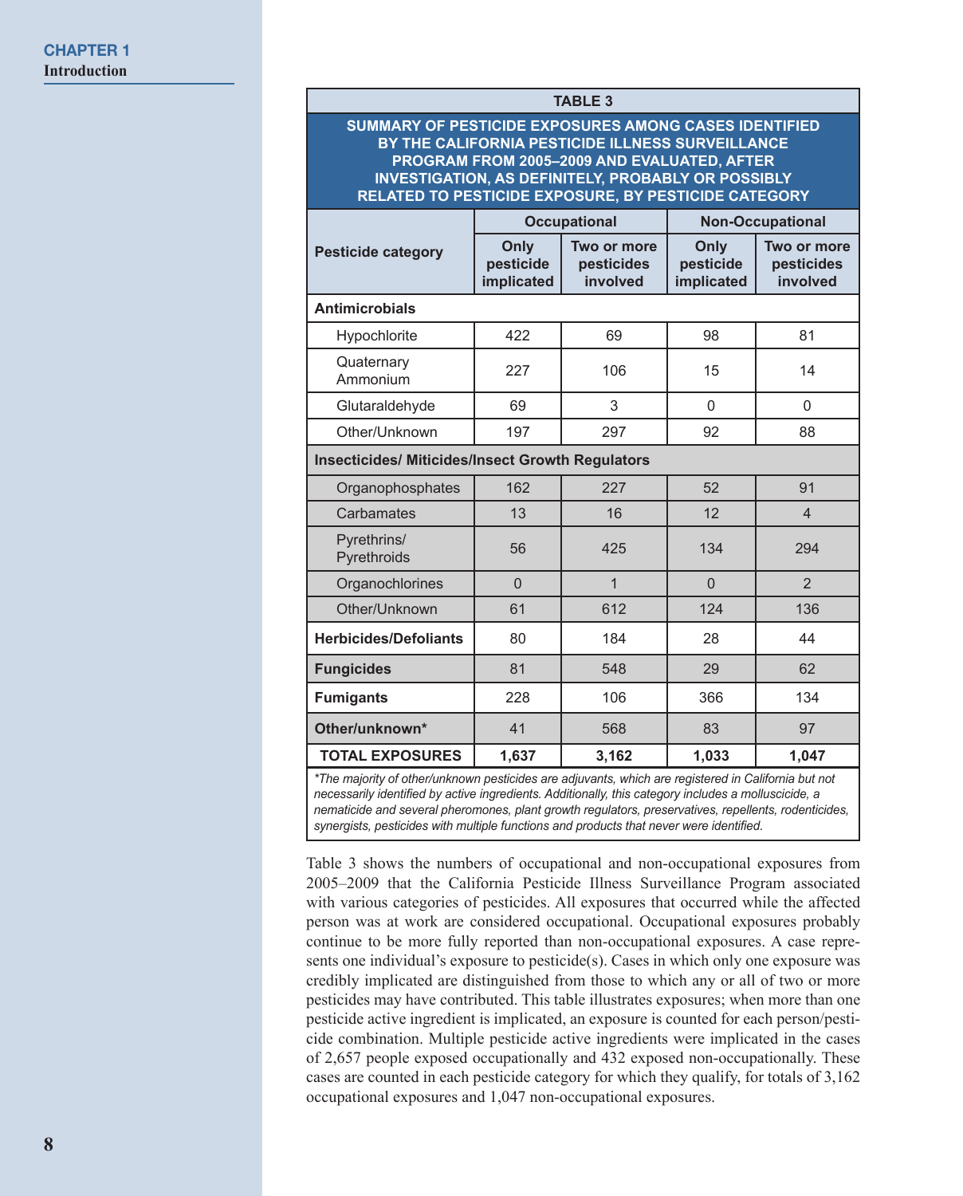**TABLE 3**

**SUMMARY OF PESTICIDE EXPOSURES AMONG CASES IDENTIFIED BY THE CALIFORNIA PESTICIDE ILLNESS SURVEILLANCE PROGRAM FROM 2005–2009 AND EVALUATED, AFTER INVESTIGATION, AS DEFINITELY, PROBABLY OR POSSIBLY RELATED TO PESTICIDE EXPOSURE, BY PESTICIDE CATEGORY**

| Pesticide category | Occupational | | Non-Occupational | |
|---|---|---|---|---|
| | Only pesticide implicated | Two or more pesticides involved | Only pesticide implicated | Two or more pesticides involved |
| **Antimicrobials** | | | | |
| Hypochlorite | 422 | 69 | 98 | 81 |
| Quaternary Ammonium | 227 | 106 | 15 | 14 |
| Glutaraldehyde | 69 | 3 | 0 | 0 |
| Other/Unknown | 197 | 297 | 92 | 88 |
| **Insecticides/ Miticides/Insect Growth Regulators** | | | | |
| Organophosphates | 162 | 227 | 52 | 91 |
| Carbamates | 13 | 16 | 12 | 4 |
| Pyrethrins/ Pyrethroids | 56 | 425 | 134 | 294 |
| Organochlorines | 0 | 1 | 0 | 2 |
| Other/Unknown | 61 | 612 | 124 | 136 |
| **Herbicides/Defoliants** | 80 | 184 | 28 | 44 |
| **Fungicides** | 81 | 548 | 29 | 62 |
| **Fumigants** | 228 | 106 | 366 | 134 |
| **Other/unknown*** | 41 | 568 | 83 | 97 |
| **TOTAL EXPOSURES** | **1,637** | **3,162** | **1,033** | **1,047** |

*\*The majority of other/unknown pesticides are adjuvants, which are registered in California but not necessarily identified by active ingredients. Additionally, this category includes a molluscicide, a nematicide and several pheromones, plant growth regulators, preservatives, repellents, rodenticides, synergists, pesticides with multiple functions and products that never were identified.*

Table 3 shows the numbers of occupational and non-occupational exposures from 2005–2009 that the California Pesticide Illness Surveillance Program associated with various categories of pesticides. All exposures that occurred while the affected person was at work are considered occupational. Occupational exposures probably continue to be more fully reported than non-occupational exposures. A case represents one individual's exposure to pesticide(s). Cases in which only one exposure was credibly implicated are distinguished from those to which any or all of two or more pesticides may have contributed. This table illustrates exposures; when more than one pesticide active ingredient is implicated, an exposure is counted for each person/pesticide combination. Multiple pesticide active ingredients were implicated in the cases of 2,657 people exposed occupationally and 432 exposed non-occupationally. These cases are counted in each pesticide category for which they qualify, for totals of 3,162 occupational exposures and 1,047 non-occupational exposures.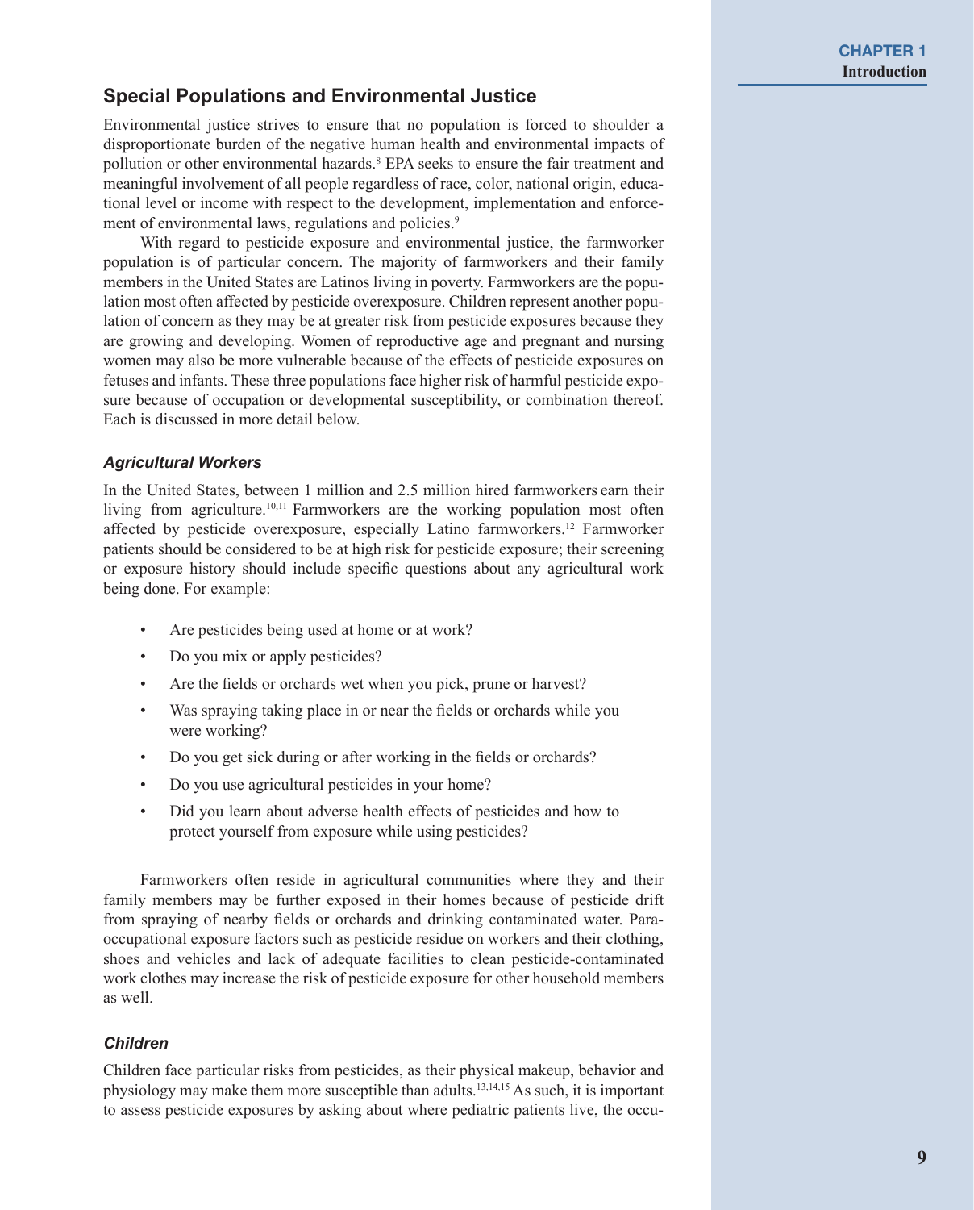## Special Populations and Environmental Justice

Environmental justice strives to ensure that no population is forced to shoulder a disproportionate burden of the negative human health and environmental impacts of pollution or other environmental hazards.[8] EPA seeks to ensure the fair treatment and meaningful involvement of all people regardless of race, color, national origin, educational level or income with respect to the development, implementation and enforcement of environmental laws, regulations and policies.[9]

With regard to pesticide exposure and environmental justice, the farmworker population is of particular concern. The majority of farmworkers and their family members in the United States are Latinos living in poverty. Farmworkers are the population most often affected by pesticide overexposure. Children represent another population of concern as they may be at greater risk from pesticide exposures because they are growing and developing. Women of reproductive age and pregnant and nursing women may also be more vulnerable because of the effects of pesticide exposures on fetuses and infants. These three populations face higher risk of harmful pesticide exposure because of occupation or developmental susceptibility, or combination thereof. Each is discussed in more detail below.

### *Agricultural Workers*

In the United States, between 1 million and 2.5 million hired farmworkers earn their living from agriculture.[10,11] Farmworkers are the working population most often affected by pesticide overexposure, especially Latino farmworkers.[12] Farmworker patients should be considered to be at high risk for pesticide exposure; their screening or exposure history should include specific questions about any agricultural work being done. For example:

- Are pesticides being used at home or at work?
- Do you mix or apply pesticides?
- Are the fields or orchards wet when you pick, prune or harvest?
- Was spraying taking place in or near the fields or orchards while you were working?
- Do you get sick during or after working in the fields or orchards?
- Do you use agricultural pesticides in your home?
- Did you learn about adverse health effects of pesticides and how to protect yourself from exposure while using pesticides?

Farmworkers often reside in agricultural communities where they and their family members may be further exposed in their homes because of pesticide drift from spraying of nearby fields or orchards and drinking contaminated water. Para-occupational exposure factors such as pesticide residue on workers and their clothing, shoes and vehicles and lack of adequate facilities to clean pesticide-contaminated work clothes may increase the risk of pesticide exposure for other household members as well.

### *Children*

Children face particular risks from pesticides, as their physical makeup, behavior and physiology may make them more susceptible than adults.[13,14,15] As such, it is important to assess pesticide exposures by asking about where pediatric patients live, the occu-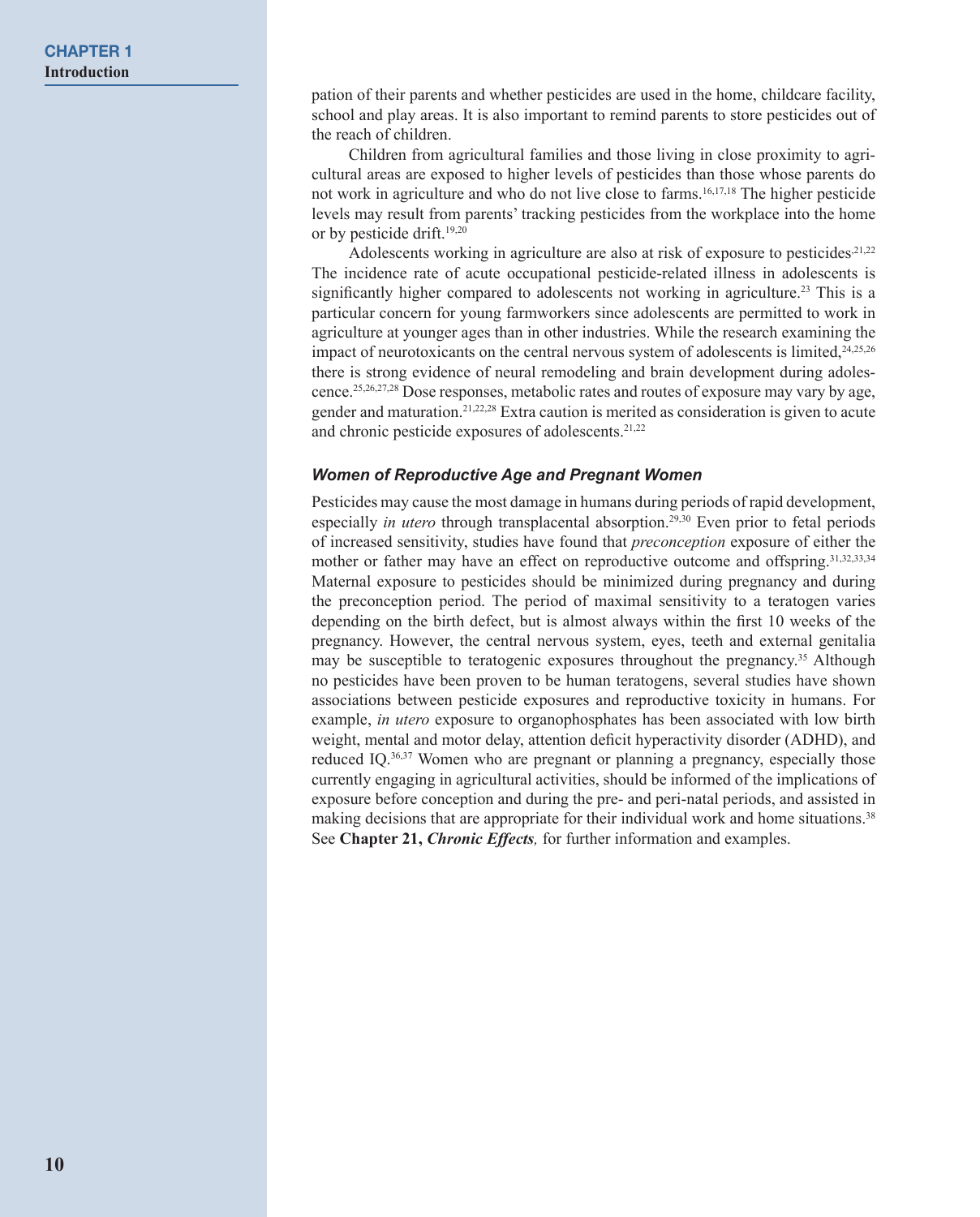pation of their parents and whether pesticides are used in the home, childcare facility, school and play areas. It is also important to remind parents to store pesticides out of the reach of children.

Children from agricultural families and those living in close proximity to agricultural areas are exposed to higher levels of pesticides than those whose parents do not work in agriculture and who do not live close to farms.[16,17,18] The higher pesticide levels may result from parents' tracking pesticides from the workplace into the home or by pesticide drift.[19,20]

Adolescents working in agriculture are also at risk of exposure to pesticides.[21,22] The incidence rate of acute occupational pesticide-related illness in adolescents is significantly higher compared to adolescents not working in agriculture.[23] This is a particular concern for young farmworkers since adolescents are permitted to work in agriculture at younger ages than in other industries. While the research examining the impact of neurotoxicants on the central nervous system of adolescents is limited,[24,25,26] there is strong evidence of neural remodeling and brain development during adolescence.[25,26,27,28] Dose responses, metabolic rates and routes of exposure may vary by age, gender and maturation.[21,22,28] Extra caution is merited as consideration is given to acute and chronic pesticide exposures of adolescents.[21,22]

### *Women of Reproductive Age and Pregnant Women*

Pesticides may cause the most damage in humans during periods of rapid development, especially *in utero* through transplacental absorption.[29,30] Even prior to fetal periods of increased sensitivity, studies have found that *preconception* exposure of either the mother or father may have an effect on reproductive outcome and offspring.[31,32,33,34] Maternal exposure to pesticides should be minimized during pregnancy and during the preconception period. The period of maximal sensitivity to a teratogen varies depending on the birth defect, but is almost always within the first 10 weeks of the pregnancy. However, the central nervous system, eyes, teeth and external genitalia may be susceptible to teratogenic exposures throughout the pregnancy.[35] Although no pesticides have been proven to be human teratogens, several studies have shown associations between pesticide exposures and reproductive toxicity in humans. For example, *in utero* exposure to organophosphates has been associated with low birth weight, mental and motor delay, attention deficit hyperactivity disorder (ADHD), and reduced IQ.[36,37] Women who are pregnant or planning a pregnancy, especially those currently engaging in agricultural activities, should be informed of the implications of exposure before conception and during the pre- and peri-natal periods, and assisted in making decisions that are appropriate for their individual work and home situations.[38] See **Chapter 21, *Chronic Effects*,** for further information and examples.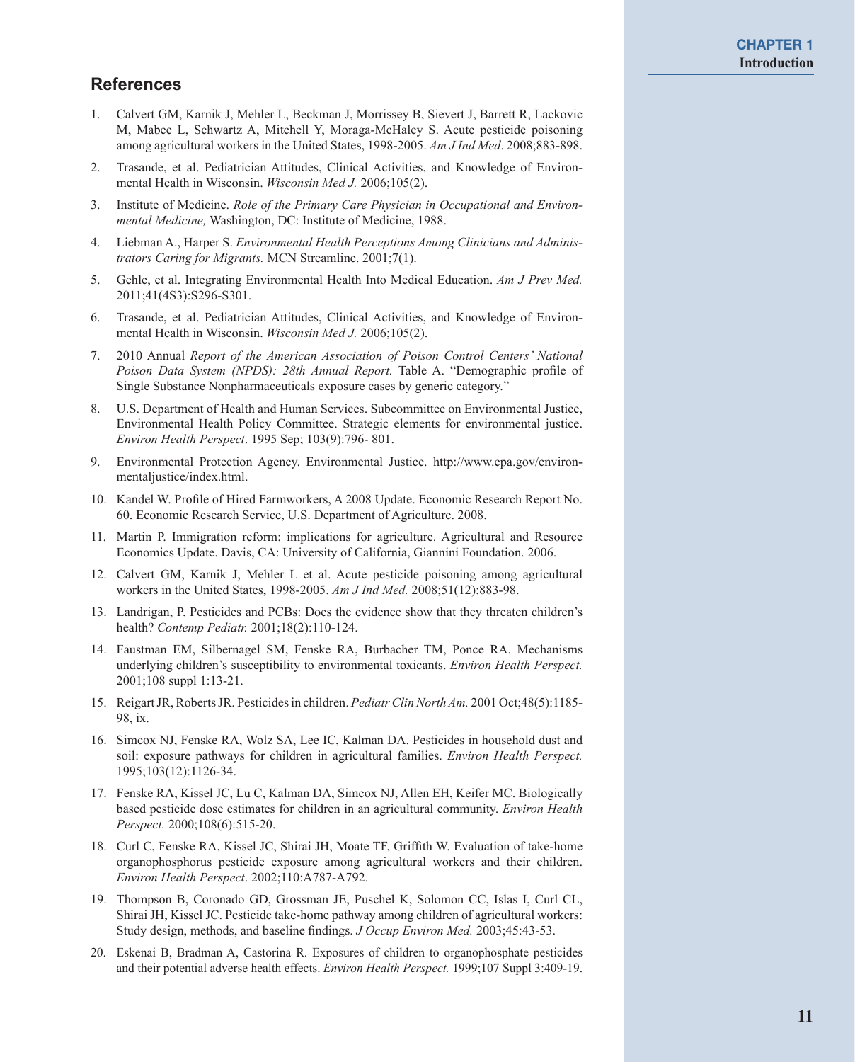## References

1. Calvert GM, Karnik J, Mehler L, Beckman J, Morrissey B, Sievert J, Barrett R, Lackovic M, Mabee L, Schwartz A, Mitchell Y, Moraga-McHaley S. Acute pesticide poisoning among agricultural workers in the United States, 1998-2005. *Am J Ind Med*. 2008;883-898.
2. Trasande, et al. Pediatrician Attitudes, Clinical Activities, and Knowledge of Environmental Health in Wisconsin. *Wisconsin Med J.* 2006;105(2).
3. Institute of Medicine. *Role of the Primary Care Physician in Occupational and Environmental Medicine,* Washington, DC: Institute of Medicine, 1988.
4. Liebman A., Harper S. *Environmental Health Perceptions Among Clinicians and Administrators Caring for Migrants.* MCN Streamline. 2001;7(1).
5. Gehle, et al. Integrating Environmental Health Into Medical Education. *Am J Prev Med.* 2011;41(4S3):S296-S301.
6. Trasande, et al. Pediatrician Attitudes, Clinical Activities, and Knowledge of Environmental Health in Wisconsin. *Wisconsin Med J.* 2006;105(2).
7. 2010 Annual *Report of the American Association of Poison Control Centers' National Poison Data System (NPDS): 28th Annual Report.* Table A. "Demographic profile of Single Substance Nonpharmaceuticals exposure cases by generic category."
8. U.S. Department of Health and Human Services. Subcommittee on Environmental Justice, Environmental Health Policy Committee. Strategic elements for environmental justice. *Environ Health Perspect*. 1995 Sep; 103(9):796- 801.
9. Environmental Protection Agency. Environmental Justice. http://www.epa.gov/environmentaljustice/index.html.
10. Kandel W. Profile of Hired Farmworkers, A 2008 Update. Economic Research Report No. 60. Economic Research Service, U.S. Department of Agriculture. 2008.
11. Martin P. Immigration reform: implications for agriculture. Agricultural and Resource Economics Update. Davis, CA: University of California, Giannini Foundation. 2006.
12. Calvert GM, Karnik J, Mehler L et al. Acute pesticide poisoning among agricultural workers in the United States, 1998-2005. *Am J Ind Med.* 2008;51(12):883-98.
13. Landrigan, P. Pesticides and PCBs: Does the evidence show that they threaten children's health? *Contemp Pediatr.* 2001;18(2):110-124.
14. Faustman EM, Silbernagel SM, Fenske RA, Burbacher TM, Ponce RA. Mechanisms underlying children's susceptibility to environmental toxicants. *Environ Health Perspect.* 2001;108 suppl 1:13-21.
15. Reigart JR, Roberts JR. Pesticides in children. *Pediatr Clin North Am.* 2001 Oct;48(5):1185-98, ix.
16. Simcox NJ, Fenske RA, Wolz SA, Lee IC, Kalman DA. Pesticides in household dust and soil: exposure pathways for children in agricultural families. *Environ Health Perspect.* 1995;103(12):1126-34.
17. Fenske RA, Kissel JC, Lu C, Kalman DA, Simcox NJ, Allen EH, Keifer MC. Biologically based pesticide dose estimates for children in an agricultural community. *Environ Health Perspect.* 2000;108(6):515-20.
18. Curl C, Fenske RA, Kissel JC, Shirai JH, Moate TF, Griffith W. Evaluation of take-home organophosphorus pesticide exposure among agricultural workers and their children. *Environ Health Perspect*. 2002;110:A787-A792.
19. Thompson B, Coronado GD, Grossman JE, Puschel K, Solomon CC, Islas I, Curl CL, Shirai JH, Kissel JC. Pesticide take-home pathway among children of agricultural workers: Study design, methods, and baseline findings. *J Occup Environ Med.* 2003;45:43-53.
20. Eskenai B, Bradman A, Castorina R. Exposures of children to organophosphate pesticides and their potential adverse health effects. *Environ Health Perspect.* 1999;107 Suppl 3:409-19.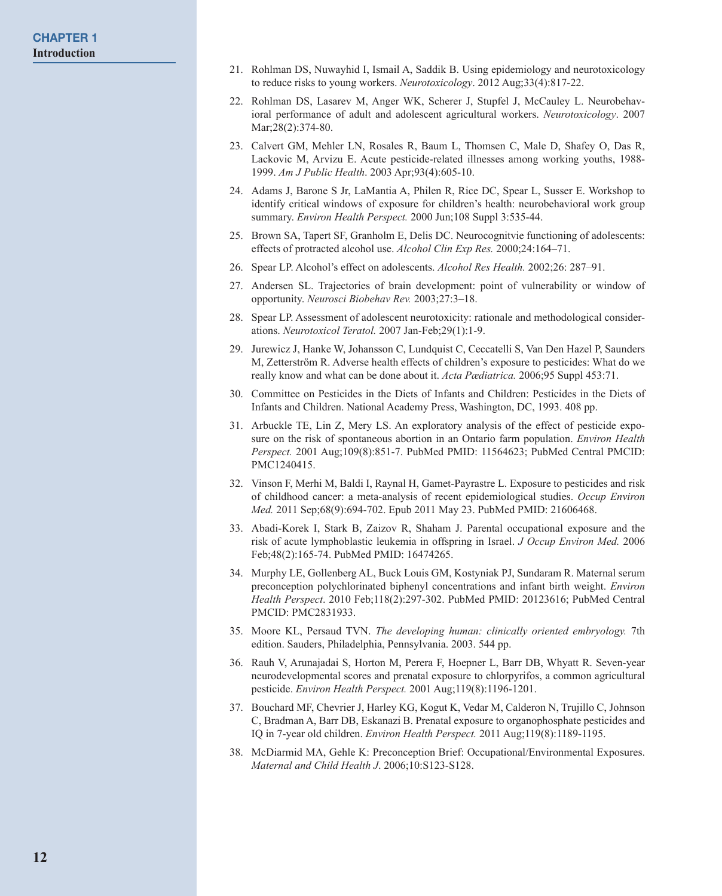21. Rohlman DS, Nuwayhid I, Ismail A, Saddik B. Using epidemiology and neurotoxicology to reduce risks to young workers. *Neurotoxicology*. 2012 Aug;33(4):817-22.

22. Rohlman DS, Lasarev M, Anger WK, Scherer J, Stupfel J, McCauley L. Neurobehavioral performance of adult and adolescent agricultural workers. *Neurotoxicology*. 2007 Mar;28(2):374-80.

23. Calvert GM, Mehler LN, Rosales R, Baum L, Thomsen C, Male D, Shafey O, Das R, Lackovic M, Arvizu E. Acute pesticide-related illnesses among working youths, 1988-1999. *Am J Public Health*. 2003 Apr;93(4):605-10.

24. Adams J, Barone S Jr, LaMantia A, Philen R, Rice DC, Spear L, Susser E. Workshop to identify critical windows of exposure for children's health: neurobehavioral work group summary. *Environ Health Perspect.* 2000 Jun;108 Suppl 3:535-44.

25. Brown SA, Tapert SF, Granholm E, Delis DC. Neurocognitvie functioning of adolescents: effects of protracted alcohol use. *Alcohol Clin Exp Res.* 2000;24:164–71.

26. Spear LP. Alcohol's effect on adolescents. *Alcohol Res Health.* 2002;26: 287–91.

27. Andersen SL. Trajectories of brain development: point of vulnerability or window of opportunity. *Neurosci Biobehav Rev.* 2003;27:3–18.

28. Spear LP. Assessment of adolescent neurotoxicity: rationale and methodological considerations. *Neurotoxicol Teratol.* 2007 Jan-Feb;29(1):1-9.

29. Jurewicz J, Hanke W, Johansson C, Lundquist C, Ceccatelli S, Van Den Hazel P, Saunders M, Zetterström R. Adverse health effects of children's exposure to pesticides: What do we really know and what can be done about it. *Acta Pædiatrica.* 2006;95 Suppl 453:71.

30. Committee on Pesticides in the Diets of Infants and Children: Pesticides in the Diets of Infants and Children. National Academy Press, Washington, DC, 1993. 408 pp.

31. Arbuckle TE, Lin Z, Mery LS. An exploratory analysis of the effect of pesticide exposure on the risk of spontaneous abortion in an Ontario farm population. *Environ Health Perspect.* 2001 Aug;109(8):851-7. PubMed PMID: 11564623; PubMed Central PMCID: PMC1240415.

32. Vinson F, Merhi M, Baldi I, Raynal H, Gamet-Payrastre L. Exposure to pesticides and risk of childhood cancer: a meta-analysis of recent epidemiological studies. *Occup Environ Med.* 2011 Sep;68(9):694-702. Epub 2011 May 23. PubMed PMID: 21606468.

33. Abadi-Korek I, Stark B, Zaizov R, Shaham J. Parental occupational exposure and the risk of acute lymphoblastic leukemia in offspring in Israel. *J Occup Environ Med.* 2006 Feb;48(2):165-74. PubMed PMID: 16474265.

34. Murphy LE, Gollenberg AL, Buck Louis GM, Kostyniak PJ, Sundaram R. Maternal serum preconception polychlorinated biphenyl concentrations and infant birth weight. *Environ Health Perspect*. 2010 Feb;118(2):297-302. PubMed PMID: 20123616; PubMed Central PMCID: PMC2831933.

35. Moore KL, Persaud TVN. *The developing human: clinically oriented embryology.* 7th edition. Sauders, Philadelphia, Pennsylvania. 2003. 544 pp.

36. Rauh V, Arunajadai S, Horton M, Perera F, Hoepner L, Barr DB, Whyatt R. Seven-year neurodevelopmental scores and prenatal exposure to chlorpyrifos, a common agricultural pesticide. *Environ Health Perspect.* 2001 Aug;119(8):1196-1201.

37. Bouchard MF, Chevrier J, Harley KG, Kogut K, Vedar M, Calderon N, Trujillo C, Johnson C, Bradman A, Barr DB, Eskanazi B. Prenatal exposure to organophosphate pesticides and IQ in 7-year old children. *Environ Health Perspect.* 2011 Aug;119(8):1189-1195.

38. McDiarmid MA, Gehle K: Preconception Brief: Occupational/Environmental Exposures. *Maternal and Child Health J.* 2006;10:S123-S128.